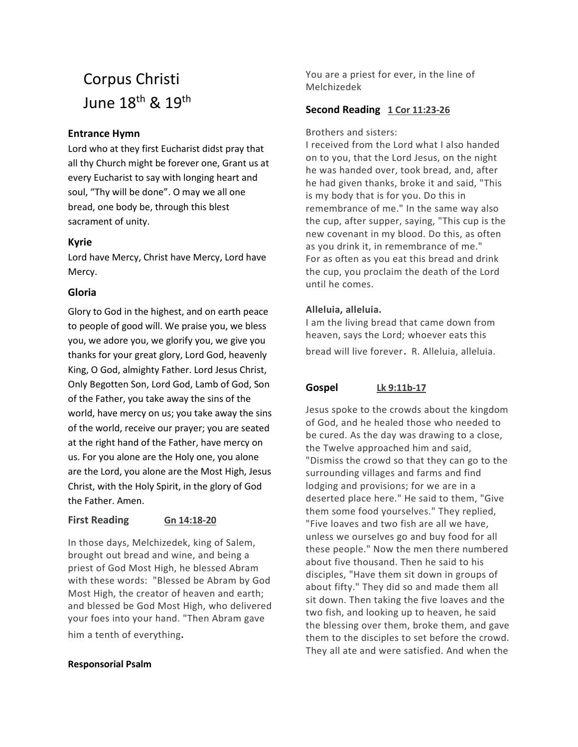# Corpus Christi
# June 18th & 19th

### Entrance Hymn

Lord who at they first Eucharist didst pray that all thy Church might be forever one, Grant us at every Eucharist to say with longing heart and soul, “Thy will be done”. O may we all one bread, one body be, through this blest sacrament of unity.

### Kyrie

Lord have Mercy, Christ have Mercy, Lord have Mercy.

### Gloria

Glory to God in the highest, and on earth peace to people of good wíll. We praise you, we bless you, we adore you, we glorify you, we give you thanks for your great glory, Lord God, heavenly King, O God, almighty Father. Lord Jesus Christ, Only Begotten Son, Lord God, Lamb of God, Son of the Father, you take away the sins of the world, have mercy on us; you take away the sins of the world, receive our prayer; you are seated at the right hand of the Father, have mercy on us. For you alone are the Holy one, you alone are the Lord, you alone are the Most High, Jesus Christ, with the Holy Spirit, in the glory of God the Father. Amen.

### First Reading Gn 14:18-20

In those days, Melchizedek, king of Salem, brought out bread and wine, and being a priest of God Most High, he blessed Abram with these words: "Blessed be Abram by God Most High, the creator of heaven and earth; and blessed be God Most High, who delivered your foes into your hand. "Then Abram gave him a tenth of everything.

**Responsorial Psalm**

You are a priest for ever, in the line of Melchizedek

### Second Reading 1 Cor 11:23-26

Brothers and sisters:
I received from the Lord what I also handed on to you, that the Lord Jesus, on the night he was handed over, took bread, and, after he had given thanks, broke it and said, "This is my body that is for you. Do this in remembrance of me." In the same way also the cup, after supper, saying, "This cup is the new covenant in my blood. Do this, as often as you drink it, in remembrance of me."
For as often as you eat this bread and drink the cup, you proclaim the death of the Lord until he comes.

**Alleluia, alleluia.**
I am the living bread that came down from heaven, says the Lord; whoever eats this bread will live forever. R. Alleluia, alleluia.

### Gospel Lk 9:11b-17

Jesus spoke to the crowds about the kingdom of God, and he healed those who needed to be cured. As the day was drawing to a close, the Twelve approached him and said, "Dismiss the crowd so that they can go to the surrounding villages and farms and find lodging and provisions; for we are in a deserted place here." He said to them, "Give them some food yourselves." They replied, "Five loaves and two fish are all we have, unless we ourselves go and buy food for all these people." Now the men there numbered about five thousand. Then he said to his disciples, "Have them sit down in groups of about fifty." They did so and made them all sit down. Then taking the five loaves and the two fish, and looking up to heaven, he said the blessing over them, broke them, and gave them to the disciples to set before the crowd. They all ate and were satisfied. And when the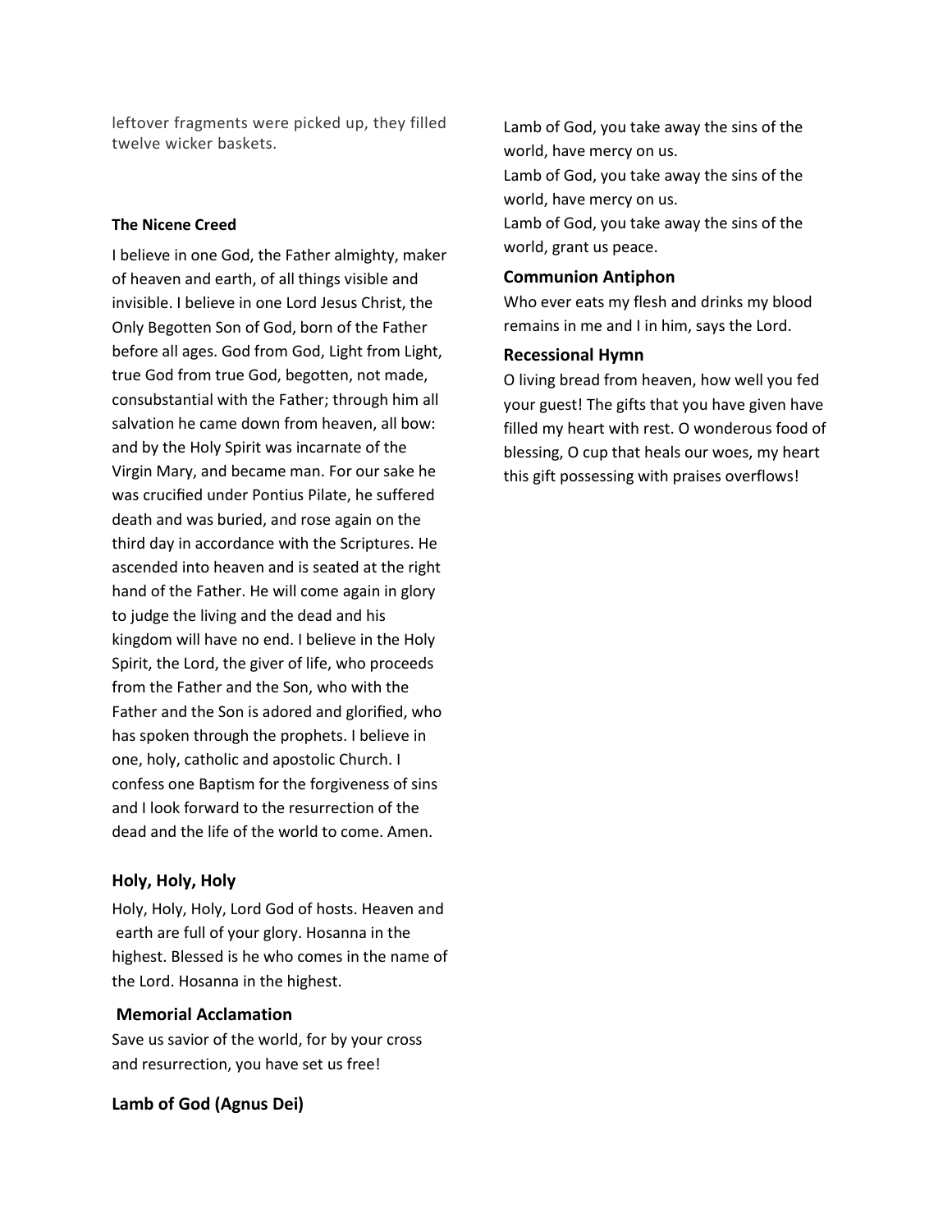leftover fragments were picked up, they filled twelve wicker baskets.

**The Nicene Creed**

I believe in one God, the Father almighty, maker of heaven and earth, of all things visible and invisible. I believe in one Lord Jesus Christ, the Only Begotten Son of God, born of the Father before all ages. God from God, Light from Light, true God from true God, begotten, not made, consubstantial with the Father; through him all salvation he came down from heaven, all bow: and by the Holy Spirit was incarnate of the Virgin Mary, and became man. For our sake he was crucified under Pontius Pilate, he suffered death and was buried, and rose again on the third day in accordance with the Scriptures. He ascended into heaven and is seated at the right hand of the Father. He will come again in glory to judge the living and the dead and his kingdom will have no end. I believe in the Holy Spirit, the Lord, the giver of life, who proceeds from the Father and the Son, who with the Father and the Son is adored and glorified, who has spoken through the prophets. I believe in one, holy, catholic and apostolic Church. I confess one Baptism for the forgiveness of sins and I look forward to the resurrection of the dead and the life of the world to come. Amen.

### Holy, Holy, Holy

Holy, Holy, Holy, Lord God of hosts. Heaven and earth are full of your glory. Hosanna in the highest. Blessed is he who comes in the name of the Lord. Hosanna in the highest.

### Memorial Acclamation

Save us savior of the world, for by your cross and resurrection, you have set us free!

### Lamb of God (Agnus Dei)

Lamb of God, you take away the sins of the world, have mercy on us.
Lamb of God, you take away the sins of the world, have mercy on us.
Lamb of God, you take away the sins of the world, grant us peace.

### Communion Antiphon

Who ever eats my flesh and drinks my blood remains in me and I in him, says the Lord.

### Recessional Hymn

O living bread from heaven, how well you fed your guest! The gifts that you have given have filled my heart with rest. O wonderous food of blessing, O cup that heals our woes, my heart this gift possessing with praises overflows!